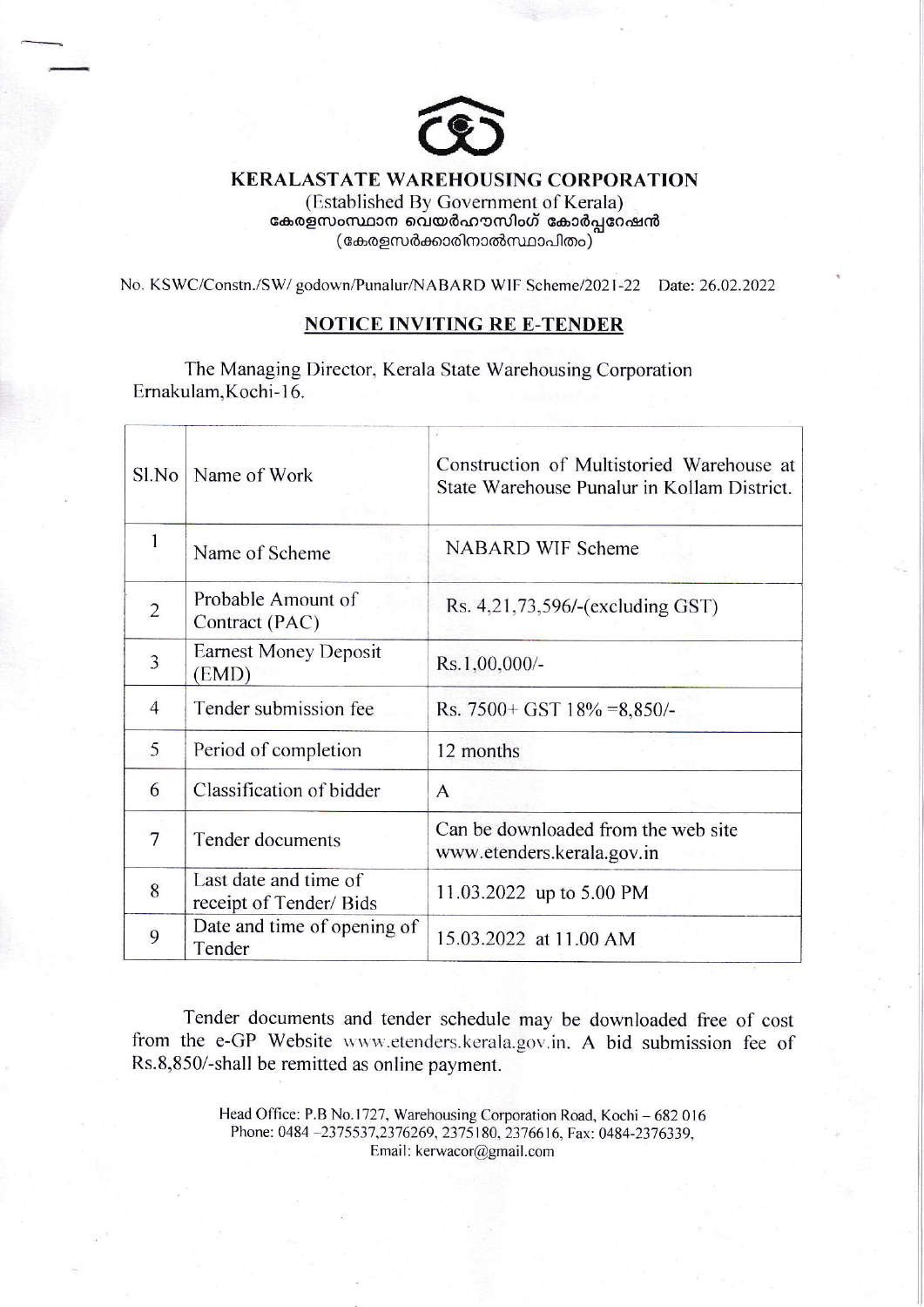# KERALASTATE WAREHOUSING CORPORATION

(Established By Government of Kerala)

കേരളസംസ്ഥാന വെയർഹൗസിംഗ് കോർപ്പറേഷൻ

(കേരളസർക്കാരിനാൽസ്ഥാപിതം)

No. KSWC/Constn./SW/ godown/Punalur/NABARD WIF Scheme/2021-22 Date: 26.02.2022

## NOTICE INVITING RE E-TENDER

The Managing Director, Kerala State Warehousing Corporation Ernakulam, Kochi-16.

| Sl.No | Name of Work | Construction of Multistoried Warehouse at State Warehouse Punalur in Kollam District. |
| --- | --- | --- |
| 1 | Name of Scheme | NABARD WIF Scheme |
| 2 | Probable Amount of Contract (PAC) | Rs. 4,21,73,596/-(excluding GST) |
| 3 | Earnest Money Deposit (EMD) | Rs.1,00,000/- |
| 4 | Tender submission fee | Rs. 7500+ GST 18% =8,850/- |
| 5 | Period of completion | 12 months |
| 6 | Classification of bidder | A |
| 7 | Tender documents | Can be downloaded from the web site www.etenders.kerala.gov.in |
| 8 | Last date and time of receipt of Tender/ Bids | 11.03.2022 up to 5.00 PM |
| 9 | Date and time of opening of Tender | 15.03.2022 at 11.00 AM |

Tender documents and tender schedule may be downloaded free of cost from the e-GP Website www.etenders.kerala.gov.in. A bid submission fee of Rs.8,850/-shall be remitted as online payment.

Head Office: P.B No.1727, Warehousing Corporation Road, Kochi – 682 016
Phone: 0484 -2375537,2376269, 2375180, 2376616, Fax: 0484-2376339,
Email: kerwacor@gmail.com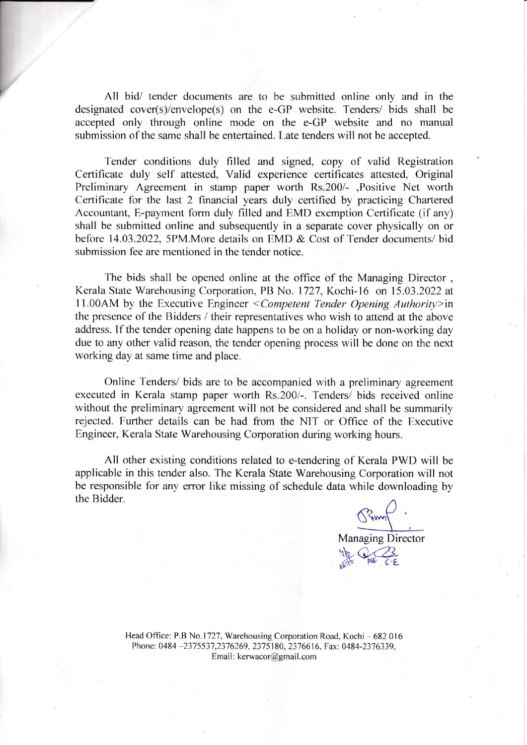All bid/ tender documents are to be submitted online only and in the designated cover(s)/envelope(s) on the e-GP website. Tenders/ bids shall be accepted only through online mode on the e-GP website and no manual submission of the same shall be entertained. Late tenders will not be accepted.

Tender conditions duly filled and signed, copy of valid Registration Certificate duly self attested, Valid experience certificates attested, Original Preliminary Agreement in stamp paper worth Rs.200/- ,Positive Net worth Certificate for the last 2 financial years duly certified by practicing Chartered Accountant, E-payment form duly filled and EMD exemption Certificate (if any) shall be submitted online and subsequently in a separate cover physically on or before 14.03.2022, 5PM.More details on EMD & Cost of Tender documents/ bid submission fee are mentioned in the tender notice.

The bids shall be opened online at the office of the Managing Director , Kerala State Warehousing Corporation, PB No. 1727, Kochi-16 on 15.03.2022 at 11.00AM by the Executive Engineer <*Competent Tender Opening Authority*>in the presence of the Bidders / their representatives who wish to attend at the above address. If the tender opening date happens to be on a holiday or non-working day due to any other valid reason, the tender opening process will be done on the next working day at same time and place.

Online Tenders/ bids are to be accompanied with a preliminary agreement executed in Kerala stamp paper worth Rs.200/-. Tenders/ bids received online without the preliminary agreement will not be considered and shall be summarily rejected. Further details can be had from the NIT or Office of the Executive Engineer, Kerala State Warehousing Corporation during working hours.

All other existing conditions related to e-tendering of Kerala PWD will be applicable in this tender also. The Kerala State Warehousing Corporation will not be responsible for any error like missing of schedule data while downloading by the Bidder.

Managing Director

Head Office: P.B No.1727, Warehousing Corporation Road, Kochi – 682 016
Phone: 0484 -2375537,2376269, 2375180, 2376616, Fax: 0484-2376339,
Email: kerwacor@gmail.com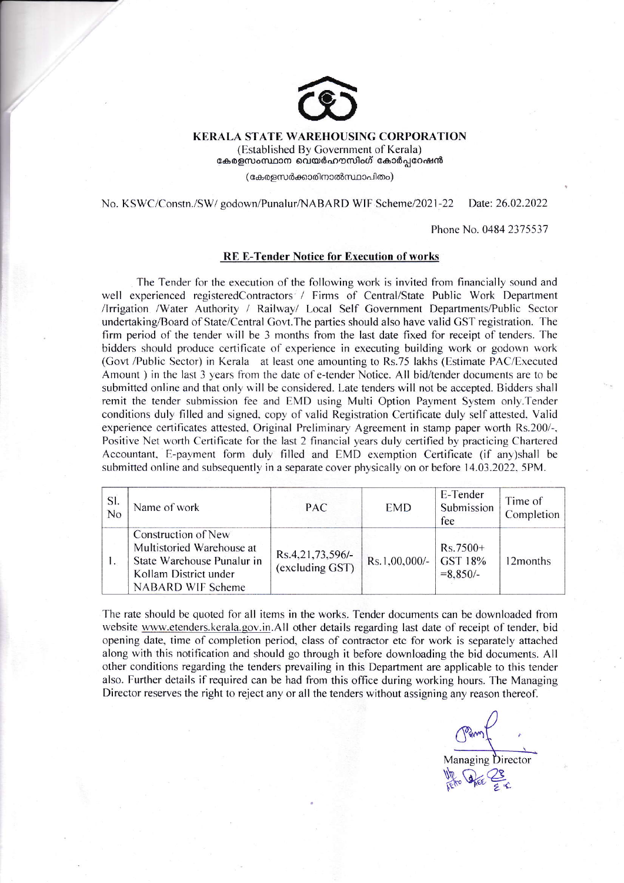**KERALA STATE WAREHOUSING CORPORATION**

(Established By Government of Kerala)

കേരളസംസ്ഥാന വെയർഹൗസിംഗ് കോർപ്പറേഷൻ

(കേരളസർക്കാരിനാൽസ്ഥാപിതം)

No. KSWC/Constn./SW/ godown/Punalur/NABARD WIF Scheme/2021-22 Date: 26.02.2022

Phone No. 0484 2375537

## RE E-Tender Notice for Execution of works

The Tender for the execution of the following work is invited from financially sound and well experienced registeredContractors / Firms of Central/State Public Work Department /Irrigation /Water Authority / Railway/ Local Self Government Departments/Public Sector undertaking/Board of State/Central Govt.The parties should also have valid GST registration. The firm period of the tender will be 3 months from the last date fixed for receipt of tenders. The bidders should produce certificate of experience in executing building work or godown work (Govt /Public Sector) in Kerala at least one amounting to Rs.75 lakhs (Estimate PAC/Executed Amount ) in the last 3 years from the date of e-tender Notice. All bid/tender documents are to be submitted online and that only will be considered. Late tenders will not be accepted. Bidders shall remit the tender submission fee and EMD using Multi Option Payment System only.Tender conditions duly filled and signed, copy of valid Registration Certificate duly self attested, Valid experience certificates attested, Original Preliminary Agreement in stamp paper worth Rs.200/-, Positive Net worth Certificate for the last 2 financial years duly certified by practicing Chartered Accountant, E-payment form duly filled and EMD exemption Certificate (if any)shall be submitted online and subsequently in a separate cover physically on or before 14.03.2022, 5PM.

| Sl. No | Name of work | PAC | EMD | E-Tender Submission fee | Time of Completion |
|---|---|---|---|---|---|
| 1. | Construction of New Multistoried Warehouse at State Warehouse Punalur in Kollam District under NABARD WIF Scheme | Rs.4,21,73,596/- (excluding GST) | Rs.1,00,000/- | Rs.7500+ GST 18% =8,850/- | 12months |

The rate should be quoted for all items in the works. Tender documents can be downloaded from website www.etenders.kerala.gov.in.All other details regarding last date of receipt of tender, bid opening date, time of completion period, class of contractor etc for work is separately attached along with this notification and should go through it before downloading the bid documents. All other conditions regarding the tenders prevailing in this Department are applicable to this tender also. Further details if required can be had from this office during working hours. The Managing Director reserves the right to reject any or all the tenders without assigning any reason thereof.

Managing Director